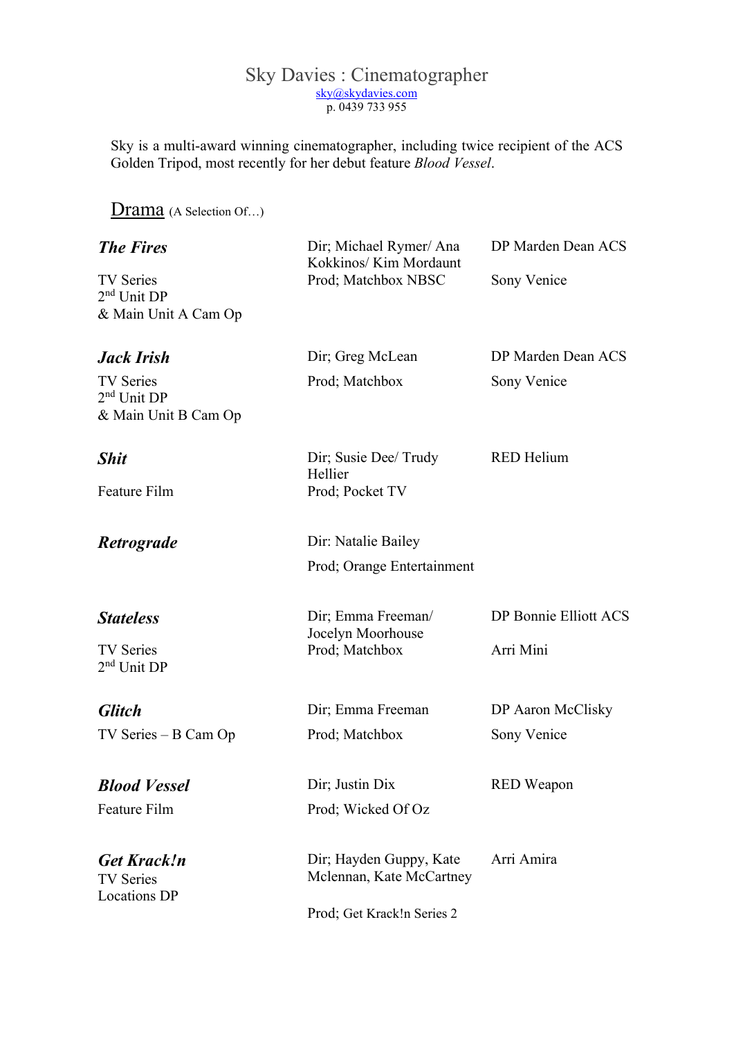# Sky Davies : Cinematographer

sky@skydavies.com
p. 0439 733 955

Sky is a multi-award winning cinematographer, including twice recipient of the ACS Golden Tripod, most recently for her debut feature *Blood Vessel*.

## Drama (A Selection Of…)

| | | |
|---|---|---|
| ***The Fires***<br>TV Series<br>2nd Unit DP<br>& Main Unit A Cam Op | Dir; Michael Rymer/ Ana Kokkinos/ Kim Mordaunt<br>Prod; Matchbox NBSC | DP Marden Dean ACS<br>Sony Venice |
| ***Jack Irish***<br>TV Series<br>2nd Unit DP<br>& Main Unit B Cam Op | Dir; Greg McLean<br>Prod; Matchbox | DP Marden Dean ACS<br>Sony Venice |
| ***Shit***<br>Feature Film | Dir; Susie Dee/ Trudy Hellier<br>Prod; Pocket TV | RED Helium |
| ***Retrograde*** | Dir: Natalie Bailey<br>Prod; Orange Entertainment | |
| ***Stateless***<br>TV Series<br>2nd Unit DP | Dir; Emma Freeman/ Jocelyn Moorhouse<br>Prod; Matchbox | DP Bonnie Elliott ACS<br>Arri Mini |
| ***Glitch***<br>TV Series – B Cam Op | Dir; Emma Freeman<br>Prod; Matchbox | DP Aaron McClisky<br>Sony Venice |
| ***Blood Vessel***<br>Feature Film | Dir; Justin Dix<br>Prod; Wicked Of Oz | RED Weapon |
| ***Get Krack!n***<br>TV Series<br>Locations DP | Dir; Hayden Guppy, Kate Mclennan, Kate McCartney<br>Prod; Get Krack!n Series 2 | Arri Amira |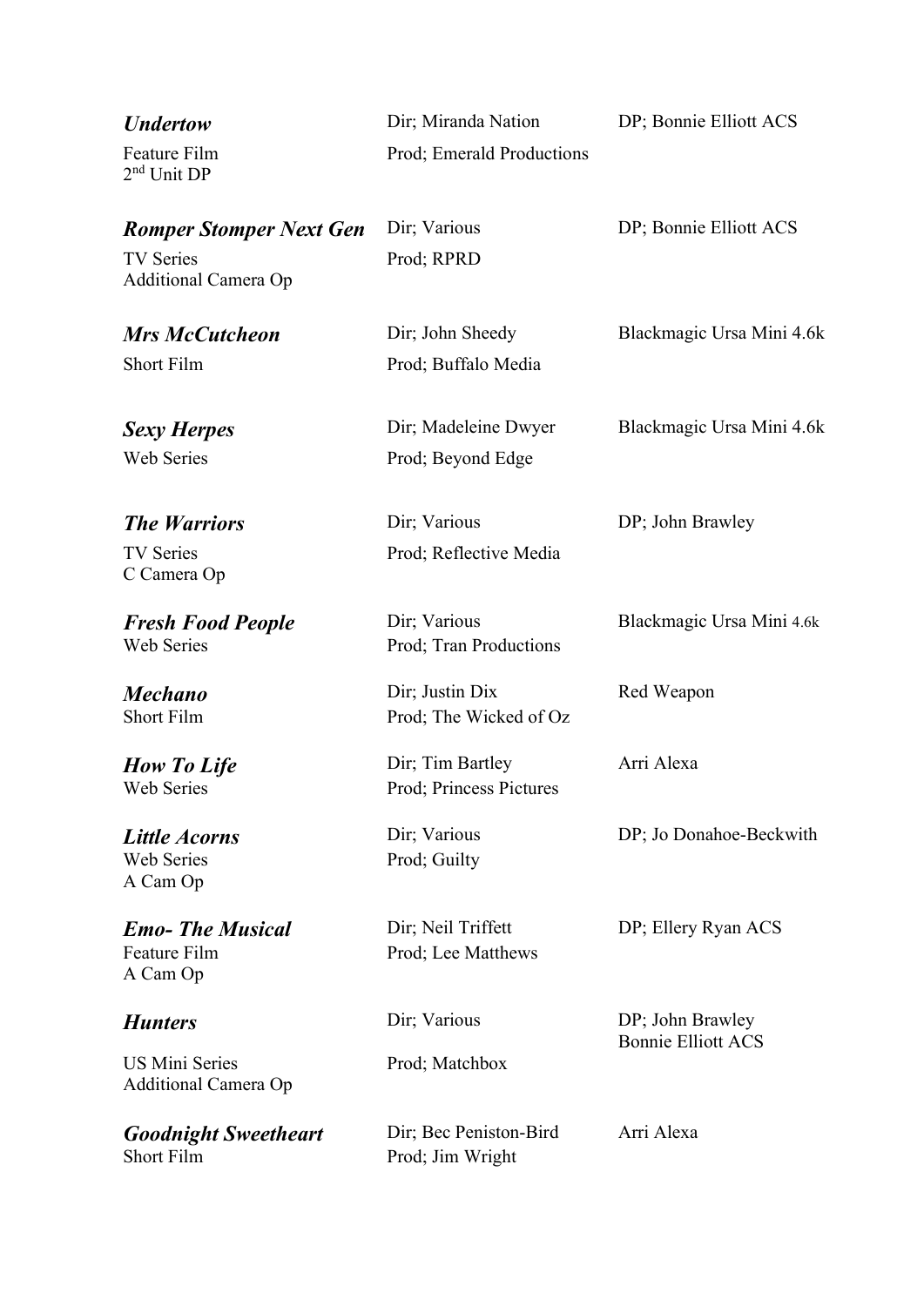| | | |
|---|---|---|
| ***Undertow***<br>Feature Film<br>2nd Unit DP | Dir; Miranda Nation<br>Prod; Emerald Productions | DP; Bonnie Elliott ACS |
| ***Romper Stomper Next Gen***<br>TV Series<br>Additional Camera Op | Dir; Various<br>Prod; RPRD | DP; Bonnie Elliott ACS |
| ***Mrs McCutcheon***<br>Short Film | Dir; John Sheedy<br>Prod; Buffalo Media | Blackmagic Ursa Mini 4.6k |
| ***Sexy Herpes***<br>Web Series | Dir; Madeleine Dwyer<br>Prod; Beyond Edge | Blackmagic Ursa Mini 4.6k |
| ***The Warriors***<br>TV Series<br>C Camera Op | Dir; Various<br>Prod; Reflective Media | DP; John Brawley |
| ***Fresh Food People***<br>Web Series | Dir; Various<br>Prod; Tran Productions | Blackmagic Ursa Mini 4.6k |
| ***Mechano***<br>Short Film | Dir; Justin Dix<br>Prod; The Wicked of Oz | Red Weapon |
| ***How To Life***<br>Web Series | Dir; Tim Bartley<br>Prod; Princess Pictures | Arri Alexa |
| ***Little Acorns***<br>Web Series<br>A Cam Op | Dir; Various<br>Prod; Guilty | DP; Jo Donahoe-Beckwith |
| ***Emo- The Musical***<br>Feature Film<br>A Cam Op | Dir; Neil Triffett<br>Prod; Lee Matthews | DP; Ellery Ryan ACS |
| ***Hunters***<br>US Mini Series<br>Additional Camera Op | Dir; Various<br>Prod; Matchbox | DP; John Brawley<br>Bonnie Elliott ACS |
| ***Goodnight Sweetheart***<br>Short Film | Dir; Bec Peniston-Bird<br>Prod; Jim Wright | Arri Alexa |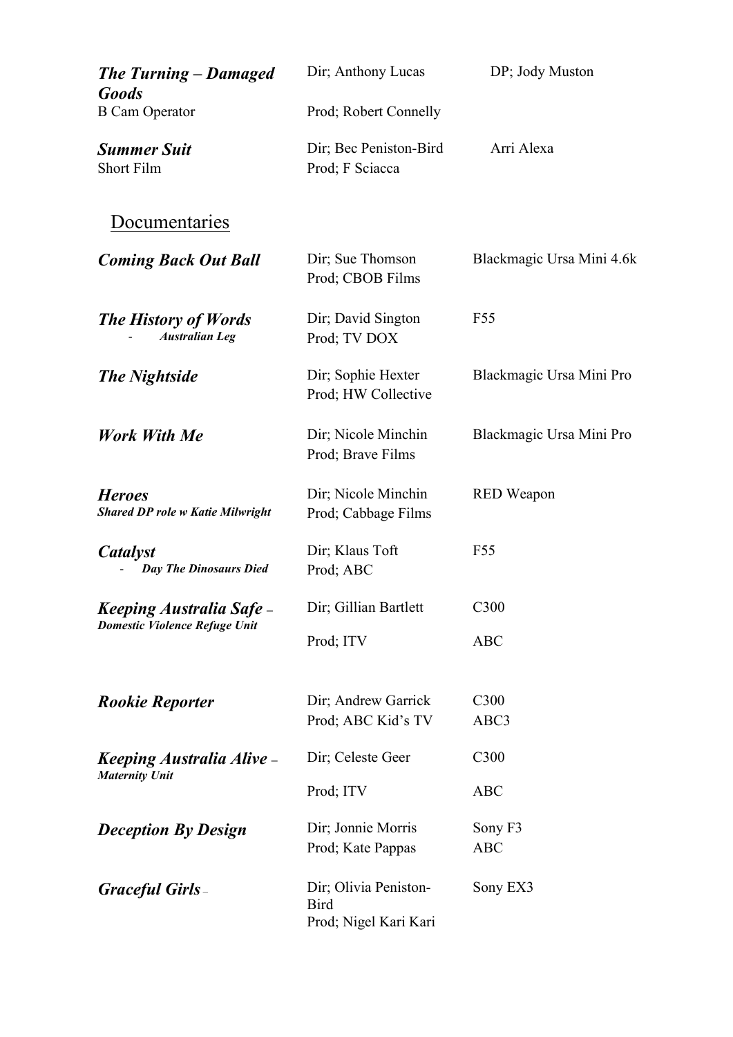| | | |
|---|---|---|
| ***The Turning – Damaged Goods***<br>B Cam Operator | Dir; Anthony Lucas<br>Prod; Robert Connelly | DP; Jody Muston |
| ***Summer Suit***<br>Short Film | Dir; Bec Peniston-Bird<br>Prod; F Sciacca | Arri Alexa |

## Documentaries

| | | |
|---|---|---|
| ***Coming Back Out Ball*** | Dir; Sue Thomson<br>Prod; CBOB Films | Blackmagic Ursa Mini 4.6k |
| ***The History of Words***<br>- ***Australian Leg*** | Dir; David Sington<br>Prod; TV DOX | F55 |
| ***The Nightside*** | Dir; Sophie Hexter<br>Prod; HW Collective | Blackmagic Ursa Mini Pro |
| ***Work With Me*** | Dir; Nicole Minchin<br>Prod; Brave Films | Blackmagic Ursa Mini Pro |
| ***Heroes***<br>***Shared DP role w Katie Milwright*** | Dir; Nicole Minchin<br>Prod; Cabbage Films | RED Weapon |
| ***Catalyst***<br>- ***Day The Dinosaurs Died*** | Dir; Klaus Toft<br>Prod; ABC | F55 |
| ***Keeping Australia Safe –***<br>***Domestic Violence Refuge Unit*** | Dir; Gillian Bartlett<br>Prod; ITV | C300<br>ABC |
| ***Rookie Reporter*** | Dir; Andrew Garrick<br>Prod; ABC Kid's TV | C300<br>ABC3 |
| ***Keeping Australia Alive –***<br>***Maternity Unit*** | Dir; Celeste Geer<br>Prod; ITV | C300<br>ABC |
| ***Deception By Design*** | Dir; Jonnie Morris<br>Prod; Kate Pappas | Sony F3<br>ABC |
| ***Graceful Girls –*** | Dir; Olivia Peniston-Bird<br>Prod; Nigel Kari Kari | Sony EX3 |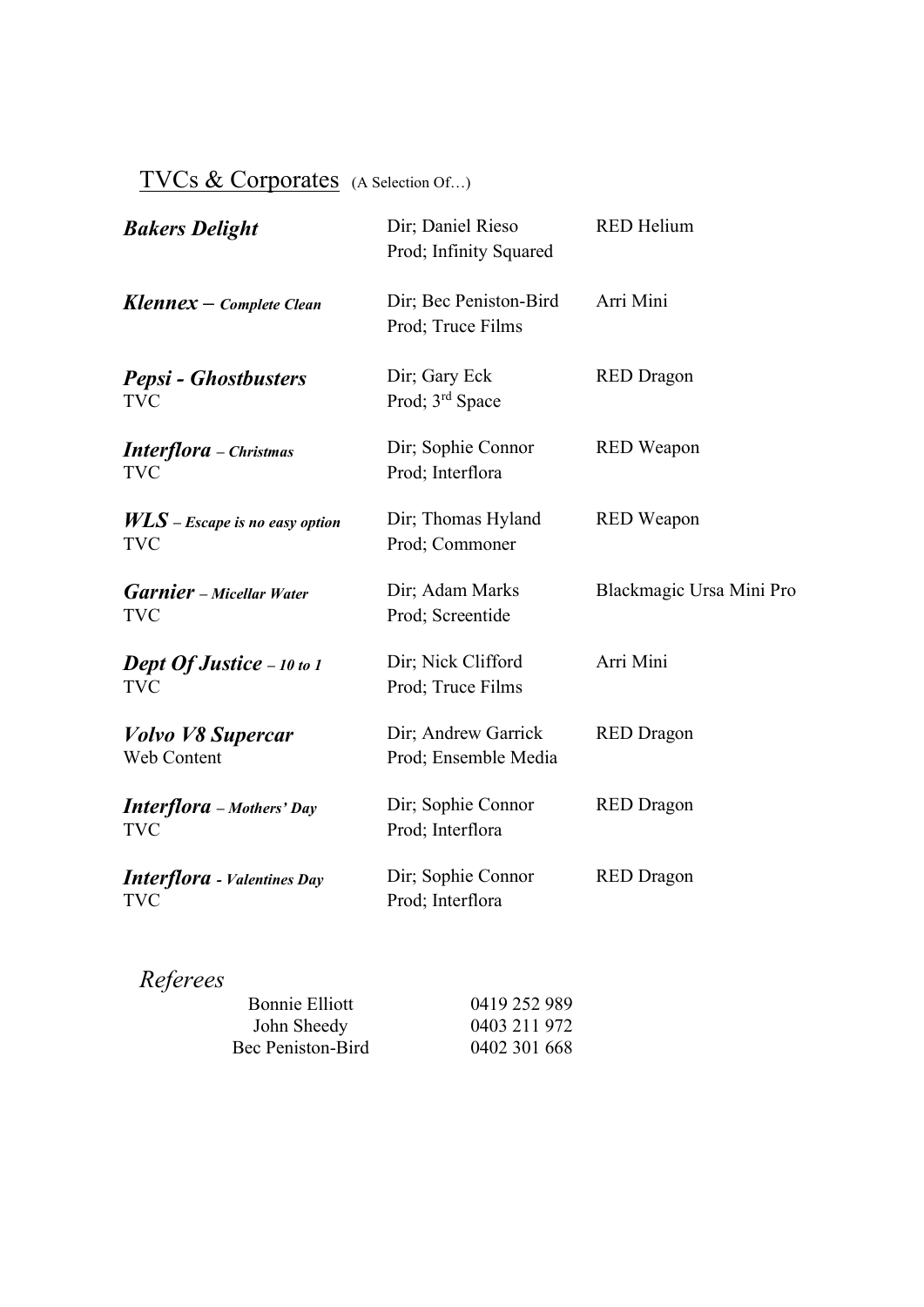## TVCs & Corporates (A Selection Of…)

| | | |
|---|---|---|
| ***Bakers Delight*** | Dir; Daniel Rieso<br>Prod; Infinity Squared | RED Helium |
| ***Klennex** – **Complete Clean*** | Dir; Bec Peniston-Bird<br>Prod; Truce Films | Arri Mini |
| ***Pepsi - Ghostbusters***<br>TVC | Dir; Gary Eck<br>Prod; 3rd Space | RED Dragon |
| ***Interflora** – **Christmas***<br>TVC | Dir; Sophie Connor<br>Prod; Interflora | RED Weapon |
| ***WLS** – **Escape is no easy option***<br>TVC | Dir; Thomas Hyland<br>Prod; Commoner | RED Weapon |
| ***Garnier** – **Micellar Water***<br>TVC | Dir; Adam Marks<br>Prod; Screentide | Blackmagic Ursa Mini Pro |
| ***Dept Of Justice** – **10 to 1***<br>TVC | Dir; Nick Clifford<br>Prod; Truce Films | Arri Mini |
| ***Volvo V8 Supercar***<br>Web Content | Dir; Andrew Garrick<br>Prod; Ensemble Media | RED Dragon |
| ***Interflora** – **Mothers' Day***<br>TVC | Dir; Sophie Connor<br>Prod; Interflora | RED Dragon |
| ***Interflora - Valentines Day***<br>TVC | Dir; Sophie Connor<br>Prod; Interflora | RED Dragon |

### *Referees*

| | |
|---|---|
| Bonnie Elliott | 0419 252 989 |
| John Sheedy | 0403 211 972 |
| Bec Peniston-Bird | 0402 301 668 |